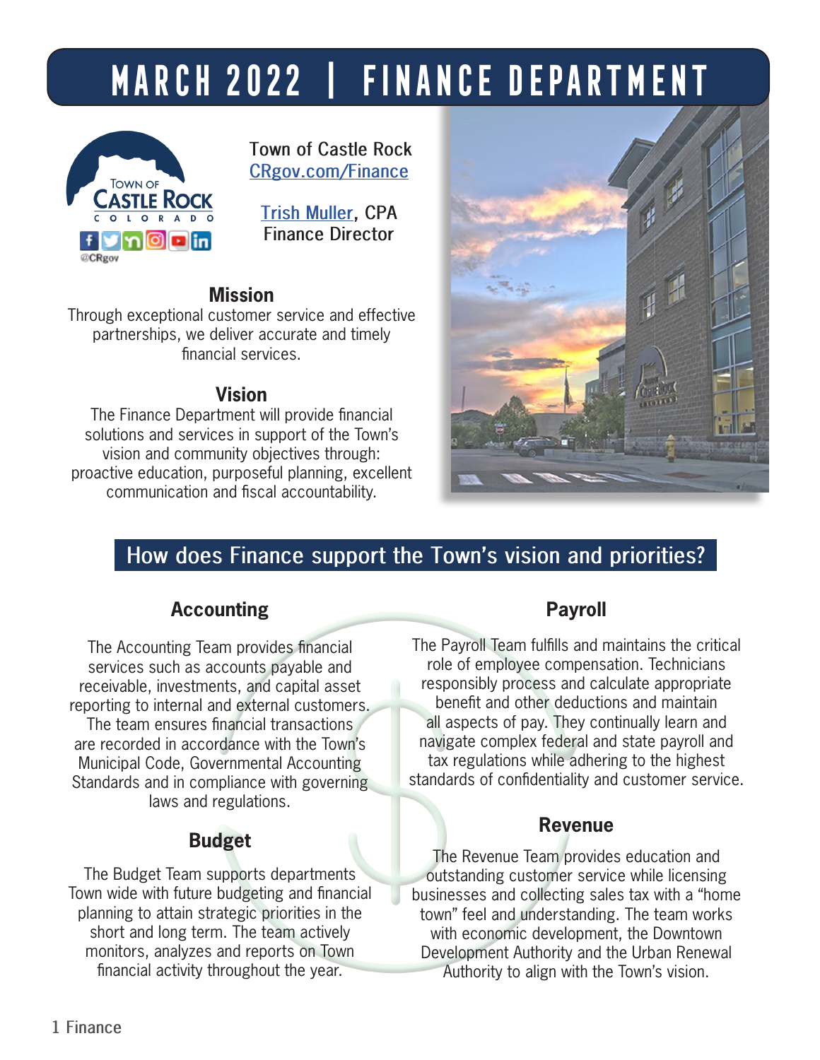# MARCH 2022 | FINANCE DEPARTMENT

Town of Castle Rock
CRgov.com/Finance

Trish Muller, CPA
Finance Director

### Mission

Through exceptional customer service and effective partnerships, we deliver accurate and timely financial services.

### Vision

The Finance Department will provide financial solutions and services in support of the Town's vision and community objectives through: proactive education, purposeful planning, excellent communication and fiscal accountability.

## How does Finance support the Town's vision and priorities?

### Accounting

The Accounting Team provides financial services such as accounts payable and receivable, investments, and capital asset reporting to internal and external customers. The team ensures financial transactions are recorded in accordance with the Town's Municipal Code, Governmental Accounting Standards and in compliance with governing laws and regulations.

### Budget

The Budget Team supports departments Town wide with future budgeting and financial planning to attain strategic priorities in the short and long term. The team actively monitors, analyzes and reports on Town financial activity throughout the year.

### Payroll

The Payroll Team fulfills and maintains the critical role of employee compensation. Technicians responsibly process and calculate appropriate benefit and other deductions and maintain all aspects of pay. They continually learn and navigate complex federal and state payroll and tax regulations while adhering to the highest standards of confidentiality and customer service.

### Revenue

The Revenue Team provides education and outstanding customer service while licensing businesses and collecting sales tax with a "home town" feel and understanding. The team works with economic development, the Downtown Development Authority and the Urban Renewal Authority to align with the Town's vision.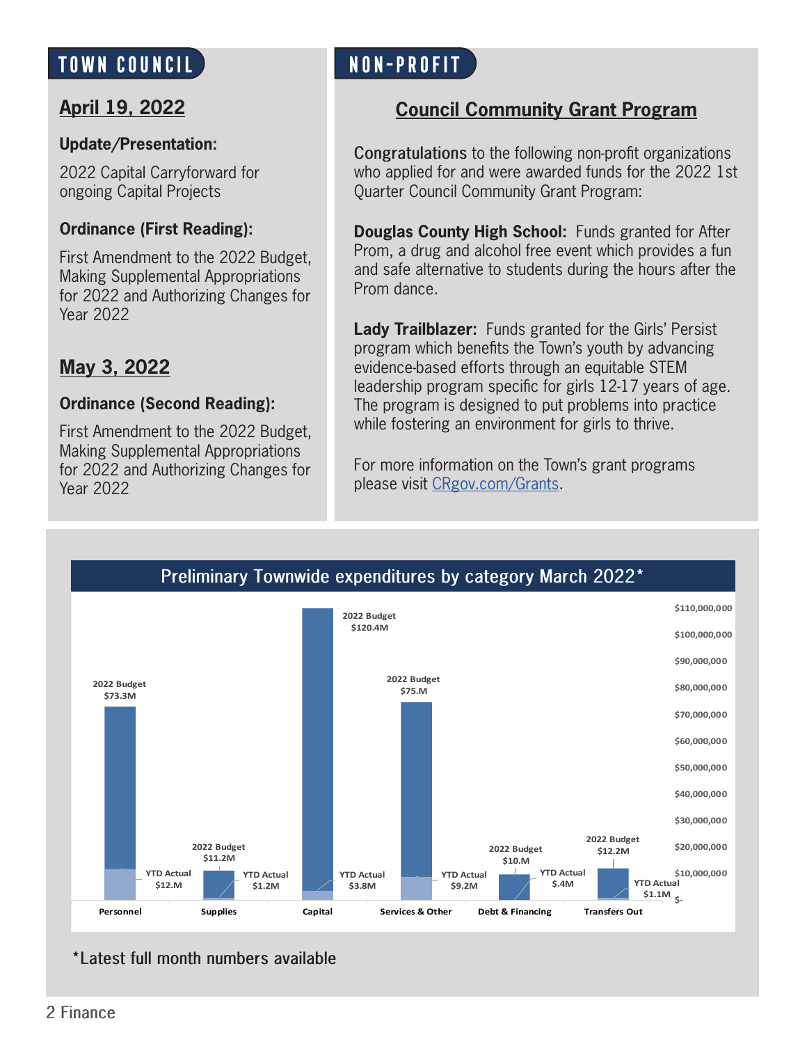## TOWN COUNCIL

### April 19, 2022

**Update/Presentation:**

2022 Capital Carryforward for ongoing Capital Projects

**Ordinance (First Reading):**

First Amendment to the 2022 Budget, Making Supplemental Appropriations for 2022 and Authorizing Changes for Year 2022

### May 3, 2022

**Ordinance (Second Reading):**

First Amendment to the 2022 Budget, Making Supplemental Appropriations for 2022 and Authorizing Changes for Year 2022

## NON-PROFIT

### Council Community Grant Program

**Congratulations** to the following non-profit organizations who applied for and were awarded funds for the 2022 1st Quarter Council Community Grant Program:

**Douglas County High School:** Funds granted for After Prom, a drug and alcohol free event which provides a fun and safe alternative to students during the hours after the Prom dance.

**Lady Trailblazer:** Funds granted for the Girls' Persist program which benefits the Town's youth by advancing evidence-based efforts through an equitable STEM leadership program specific for girls 12-17 years of age. The program is designed to put problems into practice while fostering an environment for girls to thrive.

For more information on the Town's grant programs please visit CRgov.com/Grants.

### Preliminary Townwide expenditures by category March 2022*

| Category | 2022 Budget | YTD Actual |
|---|---|---|
| Personnel | $73.3M | $12.M |
| Supplies | $11.2M | $1.2M |
| Capital | $120.4M | $3.8M |
| Services & Other | $75.M | $9.2M |
| Debt & Financing | $10.M | $.4M |
| Transfers Out | $12.2M | $1.1M |

*Latest full month numbers available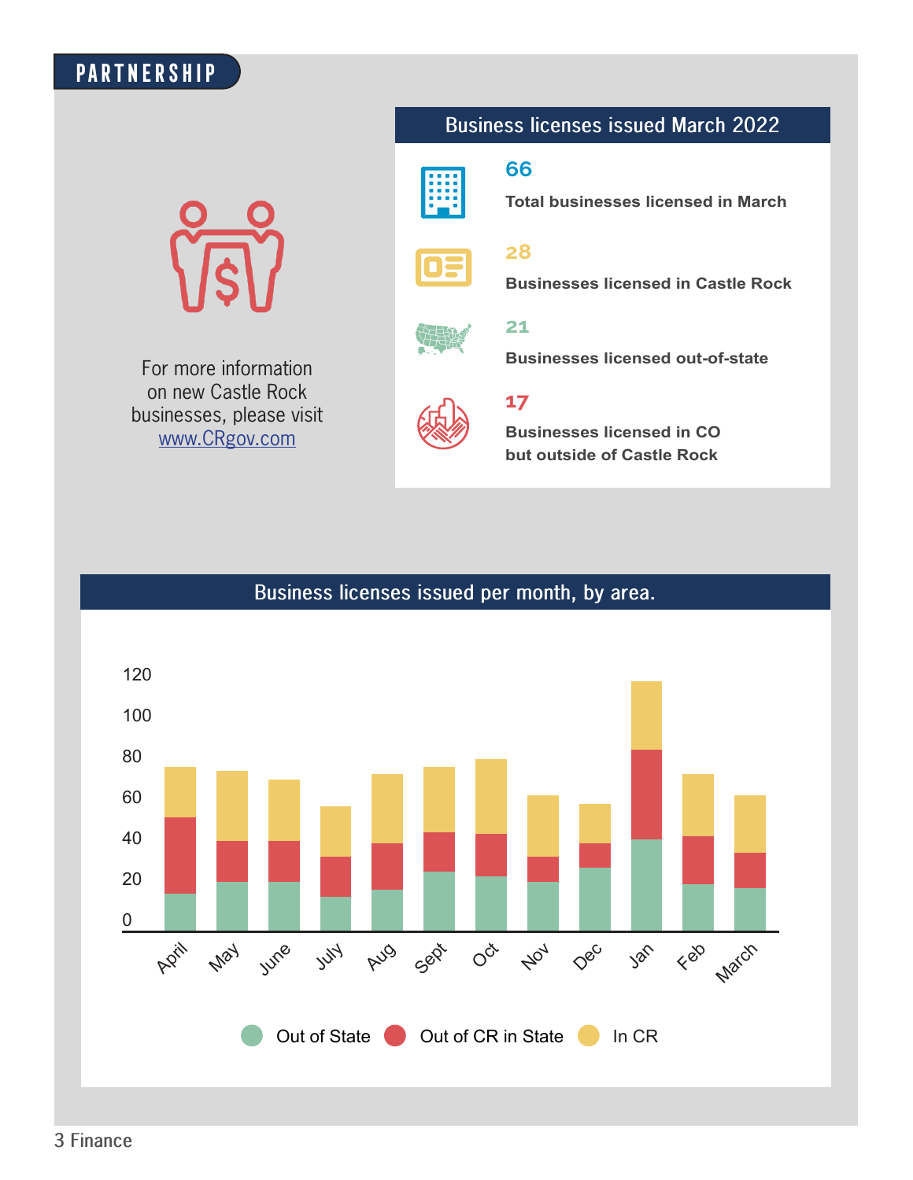# PARTNERSHIP

For more information on new Castle Rock businesses, please visit www.CRgov.com

## Business licenses issued March 2022

**66**

**Total businesses licensed in March**

**28**

**Businesses licensed in Castle Rock**

**21**

**Businesses licensed out-of-state**

**17**

**Businesses licensed in CO but outside of Castle Rock**

## Business licenses issued per month, by area.

Out of State | Out of CR in State | In CR

April, May, June, July, Aug, Sept, Oct, Nov, Dec, Jan, Feb, March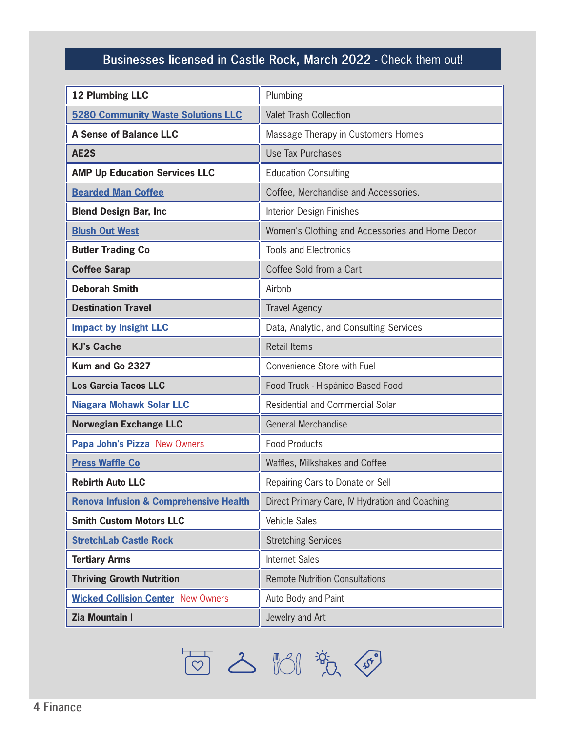## Businesses licensed in Castle Rock, March 2022 - Check them out!

| Business | Description |
|---|---|
| **12 Plumbing LLC** | Plumbing |
| **5280 Community Waste Solutions LLC** | Valet Trash Collection |
| **A Sense of Balance LLC** | Massage Therapy in Customers Homes |
| **AE2S** | Use Tax Purchases |
| **AMP Up Education Services LLC** | Education Consulting |
| **Bearded Man Coffee** | Coffee, Merchandise and Accessories. |
| **Blend Design Bar, Inc** | Interior Design Finishes |
| **Blush Out West** | Women's Clothing and Accessories and Home Decor |
| **Butler Trading Co** | Tools and Electronics |
| **Coffee Sarap** | Coffee Sold from a Cart |
| **Deborah Smith** | Airbnb |
| **Destination Travel** | Travel Agency |
| **Impact by Insight LLC** | Data, Analytic, and Consulting Services |
| **KJ's Cache** | Retail Items |
| **Kum and Go 2327** | Convenience Store with Fuel |
| **Los Garcia Tacos LLC** | Food Truck - Hispánico Based Food |
| **Niagara Mohawk Solar LLC** | Residential and Commercial Solar |
| **Norwegian Exchange LLC** | General Merchandise |
| **Papa John's Pizza** New Owners | Food Products |
| **Press Waffle Co** | Waffles, Milkshakes and Coffee |
| **Rebirth Auto LLC** | Repairing Cars to Donate or Sell |
| **Renova Infusion & Comprehensive Health** | Direct Primary Care, IV Hydration and Coaching |
| **Smith Custom Motors LLC** | Vehicle Sales |
| **StretchLab Castle Rock** | Stretching Services |
| **Tertiary Arms** | Internet Sales |
| **Thriving Growth Nutrition** | Remote Nutrition Consultations |
| **Wicked Collision Center** New Owners | Auto Body and Paint |
| **Zia Mountain I** | Jewelry and Art |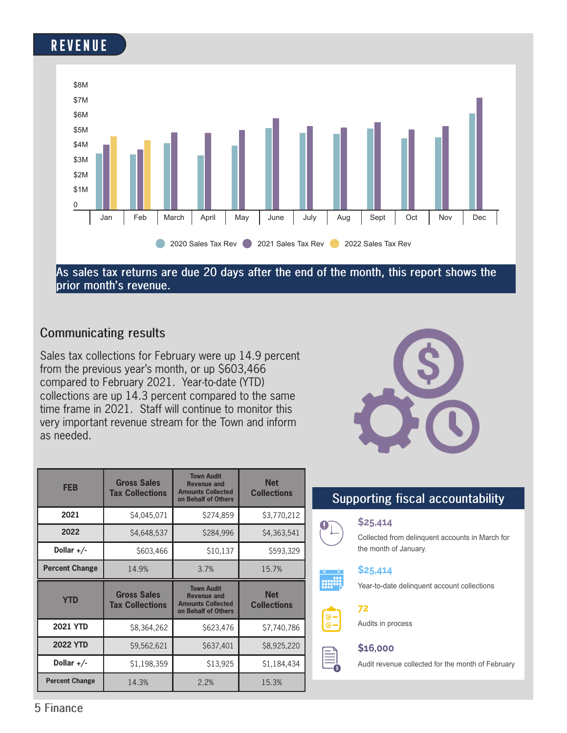## REVENUE

$8M
$7M
$6M
$5M
$4M
$3M
$2M
$1M
0

Jan Feb March April May June July Aug Sept Oct Nov Dec

2020 Sales Tax Rev 2021 Sales Tax Rev 2022 Sales Tax Rev

**As sales tax returns are due 20 days after the end of the month, this report shows the prior month's revenue.**

### Communicating results

Sales tax collections for February were up 14.9 percent from the previous year's month, or up $603,466 compared to February 2021. Year-to-date (YTD) collections are up 14.3 percent compared to the same time frame in 2021. Staff will continue to monitor this very important revenue stream for the Town and inform as needed.

| FEB | Gross Sales Tax Collections | Town Audit Revenue and Amounts Collected on Behalf of Others | Net Collections |
|---|---|---|---|
| **2021** | $4,045,071 | $274,859 | $3,770,212 |
| **2022** | $4,648,537 | $284,996 | $4,363,541 |
| **Dollar +/-** | $603,466 | $10,137 | $593,329 |
| **Percent Change** | 14.9% | 3.7% | 15.7% |

| YTD | Gross Sales Tax Collections | Town Audit Revenue and Amounts Collected on Behalf of Others | Net Collections |
|---|---|---|---|
| **2021 YTD** | $8,364,262 | $623,476 | $7,740,786 |
| **2022 YTD** | $9,562,621 | $637,401 | $8,925,220 |
| **Dollar +/-** | $1,198,359 | $13,925 | $1,184,434 |
| **Percent Change** | 14.3% | 2.2% | 15.3% |

### Supporting fiscal accountability

**$25,414**
Collected from delinquent accounts in March for the month of January.

**$25,414**
Year-to-date delinquent account collections

**72**
Audits in process

**$16,000**
Audit revenue collected for the month of February